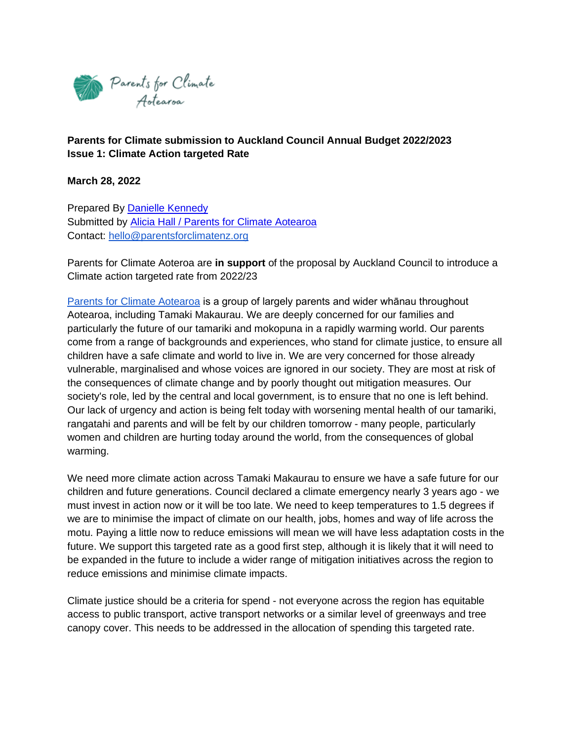Parents for Climate Aotearoa

**Parents for Climate submission to Auckland Council Annual Budget 2022/2023**
**Issue 1: Climate Action targeted Rate**

**March 28, 2022**

Prepared By Danielle Kennedy
Submitted by Alicia Hall / Parents for Climate Aotearoa
Contact: hello@parentsforclimatenz.org

Parents for Climate Aoteroa are **in support** of the proposal by Auckland Council to introduce a Climate action targeted rate from 2022/23

Parents for Climate Aotearoa is a group of largely parents and wider whānau throughout Aotearoa, including Tamaki Makaurau. We are deeply concerned for our families and particularly the future of our tamariki and mokopuna in a rapidly warming world. Our parents come from a range of backgrounds and experiences, who stand for climate justice, to ensure all children have a safe climate and world to live in. We are very concerned for those already vulnerable, marginalised and whose voices are ignored in our society. They are most at risk of the consequences of climate change and by poorly thought out mitigation measures. Our society's role, led by the central and local government, is to ensure that no one is left behind. Our lack of urgency and action is being felt today with worsening mental health of our tamariki, rangatahi and parents and will be felt by our children tomorrow - many people, particularly women and children are hurting today around the world, from the consequences of global warming.

We need more climate action across Tamaki Makaurau to ensure we have a safe future for our children and future generations. Council declared a climate emergency nearly 3 years ago - we must invest in action now or it will be too late. We need to keep temperatures to 1.5 degrees if we are to minimise the impact of climate on our health, jobs, homes and way of life across the motu. Paying a little now to reduce emissions will mean we will have less adaptation costs in the future. We support this targeted rate as a good first step, although it is likely that it will need to be expanded in the future to include a wider range of mitigation initiatives across the region to reduce emissions and minimise climate impacts.

Climate justice should be a criteria for spend - not everyone across the region has equitable access to public transport, active transport networks or a similar level of greenways and tree canopy cover. This needs to be addressed in the allocation of spending this targeted rate.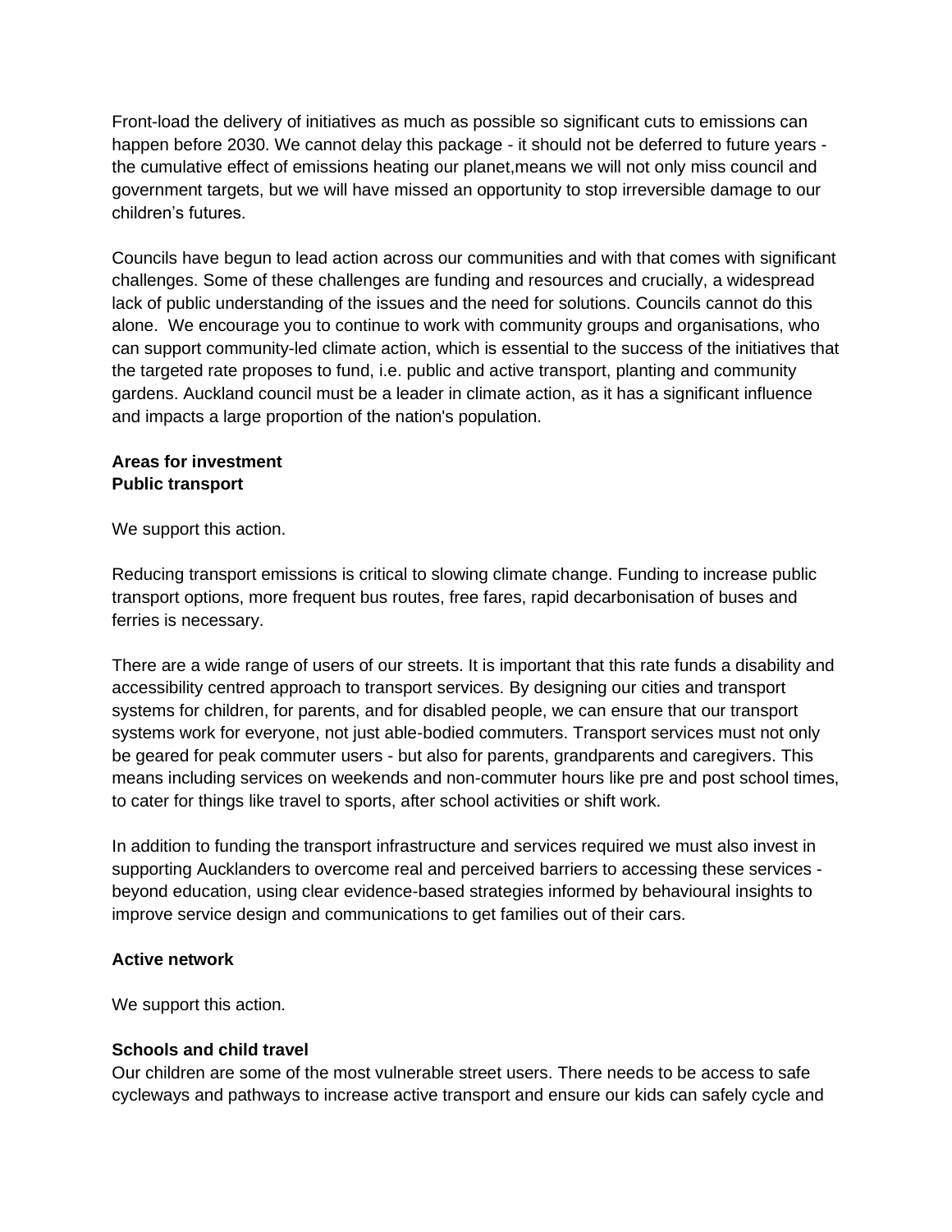Front-load the delivery of initiatives as much as possible so significant cuts to emissions can happen before 2030. We cannot delay this package - it should not be deferred to future years - the cumulative effect of emissions heating our planet,means we will not only miss council and government targets, but we will have missed an opportunity to stop irreversible damage to our children's futures.

Councils have begun to lead action across our communities and with that comes with significant challenges. Some of these challenges are funding and resources and crucially, a widespread lack of public understanding of the issues and the need for solutions. Councils cannot do this alone. We encourage you to continue to work with community groups and organisations, who can support community-led climate action, which is essential to the success of the initiatives that the targeted rate proposes to fund, i.e. public and active transport, planting and community gardens. Auckland council must be a leader in climate action, as it has a significant influence and impacts a large proportion of the nation's population.

**Areas for investment**
**Public transport**

We support this action.

Reducing transport emissions is critical to slowing climate change. Funding to increase public transport options, more frequent bus routes, free fares, rapid decarbonisation of buses and ferries is necessary.

There are a wide range of users of our streets. It is important that this rate funds a disability and accessibility centred approach to transport services. By designing our cities and transport systems for children, for parents, and for disabled people, we can ensure that our transport systems work for everyone, not just able-bodied commuters. Transport services must not only be geared for peak commuter users - but also for parents, grandparents and caregivers. This means including services on weekends and non-commuter hours like pre and post school times, to cater for things like travel to sports, after school activities or shift work.

In addition to funding the transport infrastructure and services required we must also invest in supporting Aucklanders to overcome real and perceived barriers to accessing these services - beyond education, using clear evidence-based strategies informed by behavioural insights to improve service design and communications to get families out of their cars.

**Active network**

We support this action.

**Schools and child travel**

Our children are some of the most vulnerable street users. There needs to be access to safe cycleways and pathways to increase active transport and ensure our kids can safely cycle and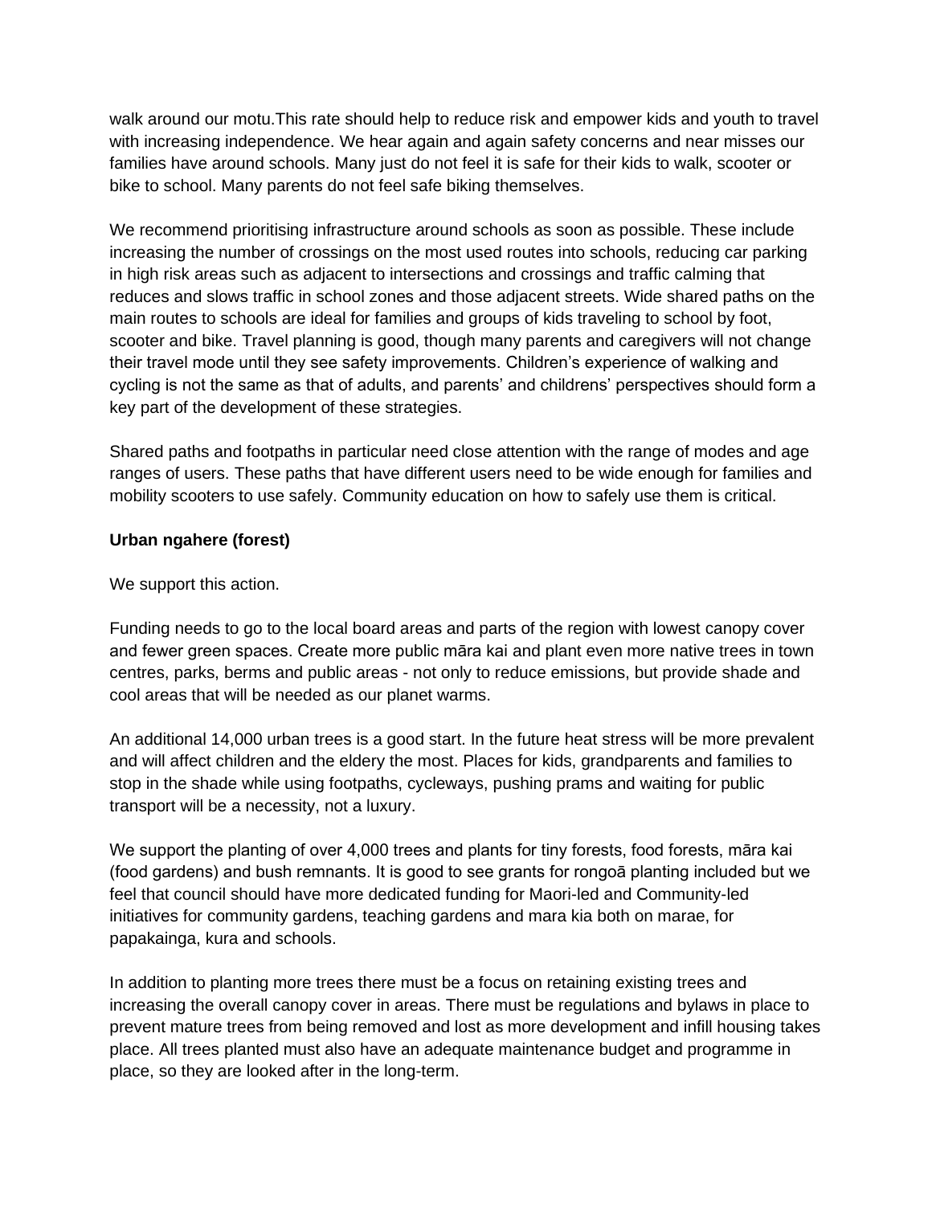walk around our motu.This rate should help to reduce risk and empower kids and youth to travel with increasing independence. We hear again and again safety concerns and near misses our families have around schools. Many just do not feel it is safe for their kids to walk, scooter or bike to school. Many parents do not feel safe biking themselves.

We recommend prioritising infrastructure around schools as soon as possible. These include increasing the number of crossings on the most used routes into schools, reducing car parking in high risk areas such as adjacent to intersections and crossings and traffic calming that reduces and slows traffic in school zones and those adjacent streets. Wide shared paths on the main routes to schools are ideal for families and groups of kids traveling to school by foot, scooter and bike. Travel planning is good, though many parents and caregivers will not change their travel mode until they see safety improvements. Children's experience of walking and cycling is not the same as that of adults, and parents' and childrens' perspectives should form a key part of the development of these strategies.

Shared paths and footpaths in particular need close attention with the range of modes and age ranges of users. These paths that have different users need to be wide enough for families and mobility scooters to use safely. Community education on how to safely use them is critical.

**Urban ngahere (forest)**

We support this action.

Funding needs to go to the local board areas and parts of the region with lowest canopy cover and fewer green spaces. Create more public māra kai and plant even more native trees in town centres, parks, berms and public areas - not only to reduce emissions, but provide shade and cool areas that will be needed as our planet warms.

An additional 14,000 urban trees is a good start. In the future heat stress will be more prevalent and will affect children and the eldery the most. Places for kids, grandparents and families to stop in the shade while using footpaths, cycleways, pushing prams and waiting for public transport will be a necessity, not a luxury.

We support the planting of over 4,000 trees and plants for tiny forests, food forests, māra kai (food gardens) and bush remnants. It is good to see grants for rongoā planting included but we feel that council should have more dedicated funding for Maori-led and Community-led initiatives for community gardens, teaching gardens and mara kia both on marae, for papakainga, kura and schools.

In addition to planting more trees there must be a focus on retaining existing trees and increasing the overall canopy cover in areas. There must be regulations and bylaws in place to prevent mature trees from being removed and lost as more development and infill housing takes place. All trees planted must also have an adequate maintenance budget and programme in place, so they are looked after in the long-term.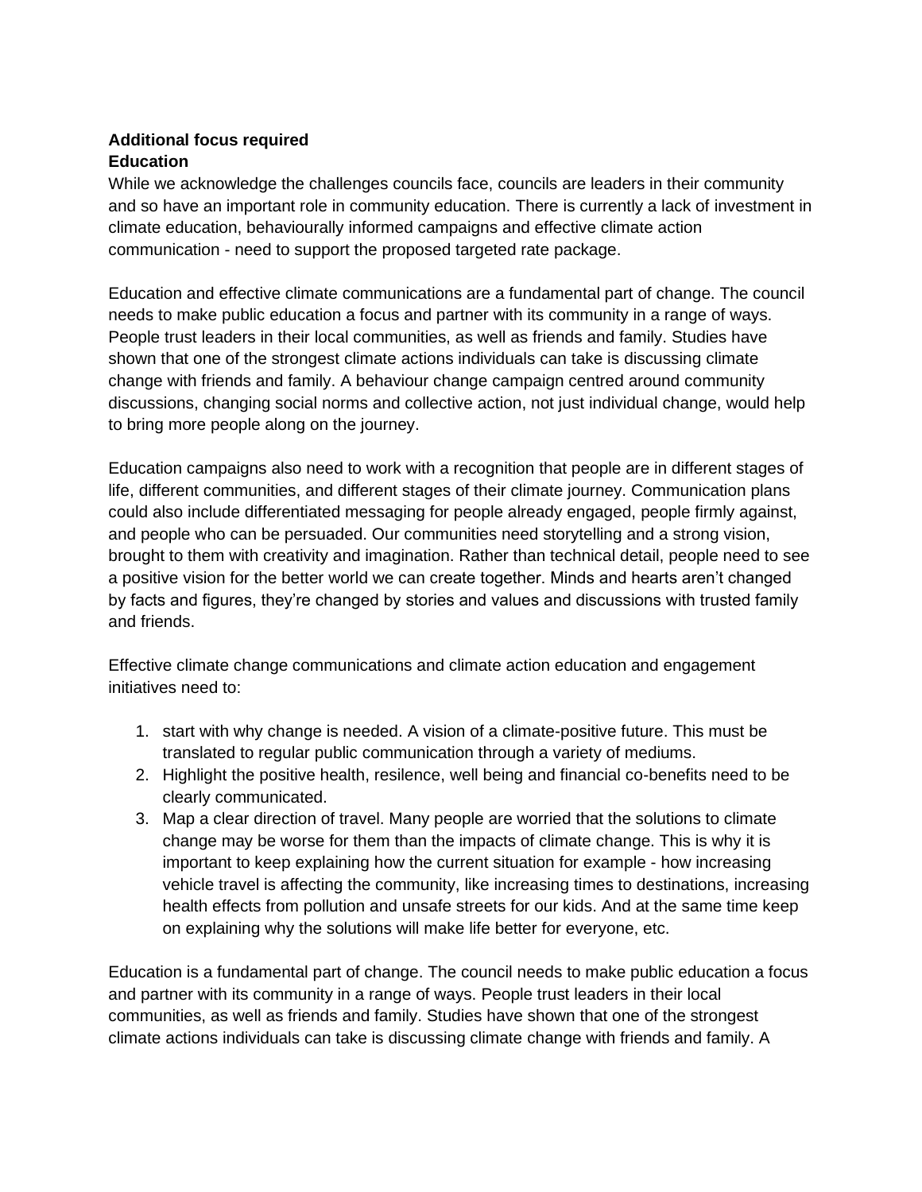**Additional focus required**
**Education**

While we acknowledge the challenges councils face, councils are leaders in their community and so have an important role in community education. There is currently a lack of investment in climate education, behaviourally informed campaigns and effective climate action communication - need to support the proposed targeted rate package.

Education and effective climate communications are a fundamental part of change. The council needs to make public education a focus and partner with its community in a range of ways. People trust leaders in their local communities, as well as friends and family. Studies have shown that one of the strongest climate actions individuals can take is discussing climate change with friends and family. A behaviour change campaign centred around community discussions, changing social norms and collective action, not just individual change, would help to bring more people along on the journey.

Education campaigns also need to work with a recognition that people are in different stages of life, different communities, and different stages of their climate journey. Communication plans could also include differentiated messaging for people already engaged, people firmly against, and people who can be persuaded. Our communities need storytelling and a strong vision, brought to them with creativity and imagination. Rather than technical detail, people need to see a positive vision for the better world we can create together. Minds and hearts aren't changed by facts and figures, they're changed by stories and values and discussions with trusted family and friends.

Effective climate change communications and climate action education and engagement initiatives need to:

1. start with why change is needed. A vision of a climate-positive future. This must be translated to regular public communication through a variety of mediums.
2. Highlight the positive health, resilence, well being and financial co-benefits need to be clearly communicated.
3. Map a clear direction of travel. Many people are worried that the solutions to climate change may be worse for them than the impacts of climate change. This is why it is important to keep explaining how the current situation for example - how increasing vehicle travel is affecting the community, like increasing times to destinations, increasing health effects from pollution and unsafe streets for our kids. And at the same time keep on explaining why the solutions will make life better for everyone, etc.

Education is a fundamental part of change. The council needs to make public education a focus and partner with its community in a range of ways. People trust leaders in their local communities, as well as friends and family. Studies have shown that one of the strongest climate actions individuals can take is discussing climate change with friends and family. A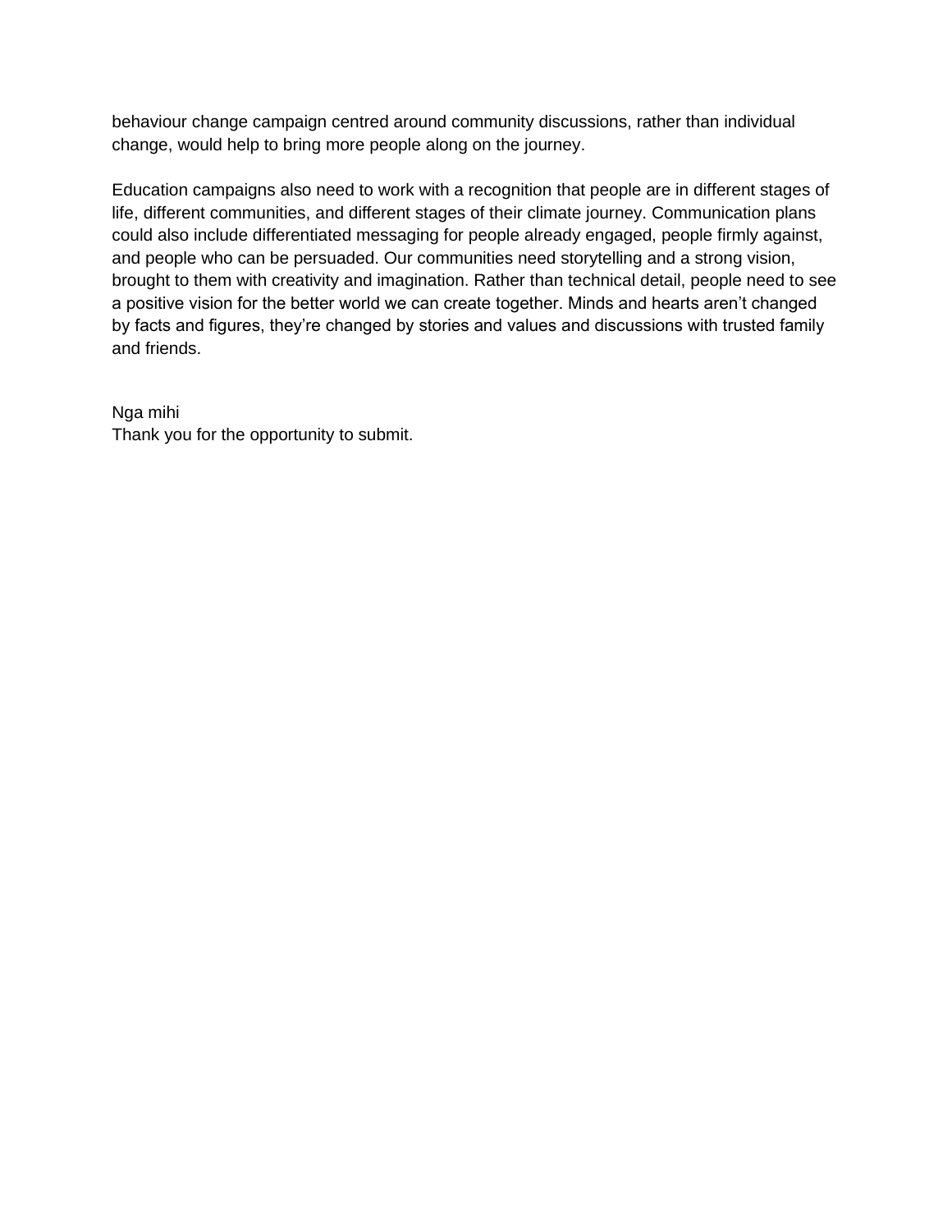behaviour change campaign centred around community discussions, rather than individual change, would help to bring more people along on the journey.

Education campaigns also need to work with a recognition that people are in different stages of life, different communities, and different stages of their climate journey. Communication plans could also include differentiated messaging for people already engaged, people firmly against, and people who can be persuaded. Our communities need storytelling and a strong vision, brought to them with creativity and imagination. Rather than technical detail, people need to see a positive vision for the better world we can create together. Minds and hearts aren't changed by facts and figures, they're changed by stories and values and discussions with trusted family and friends.

Nga mihi  
Thank you for the opportunity to submit.